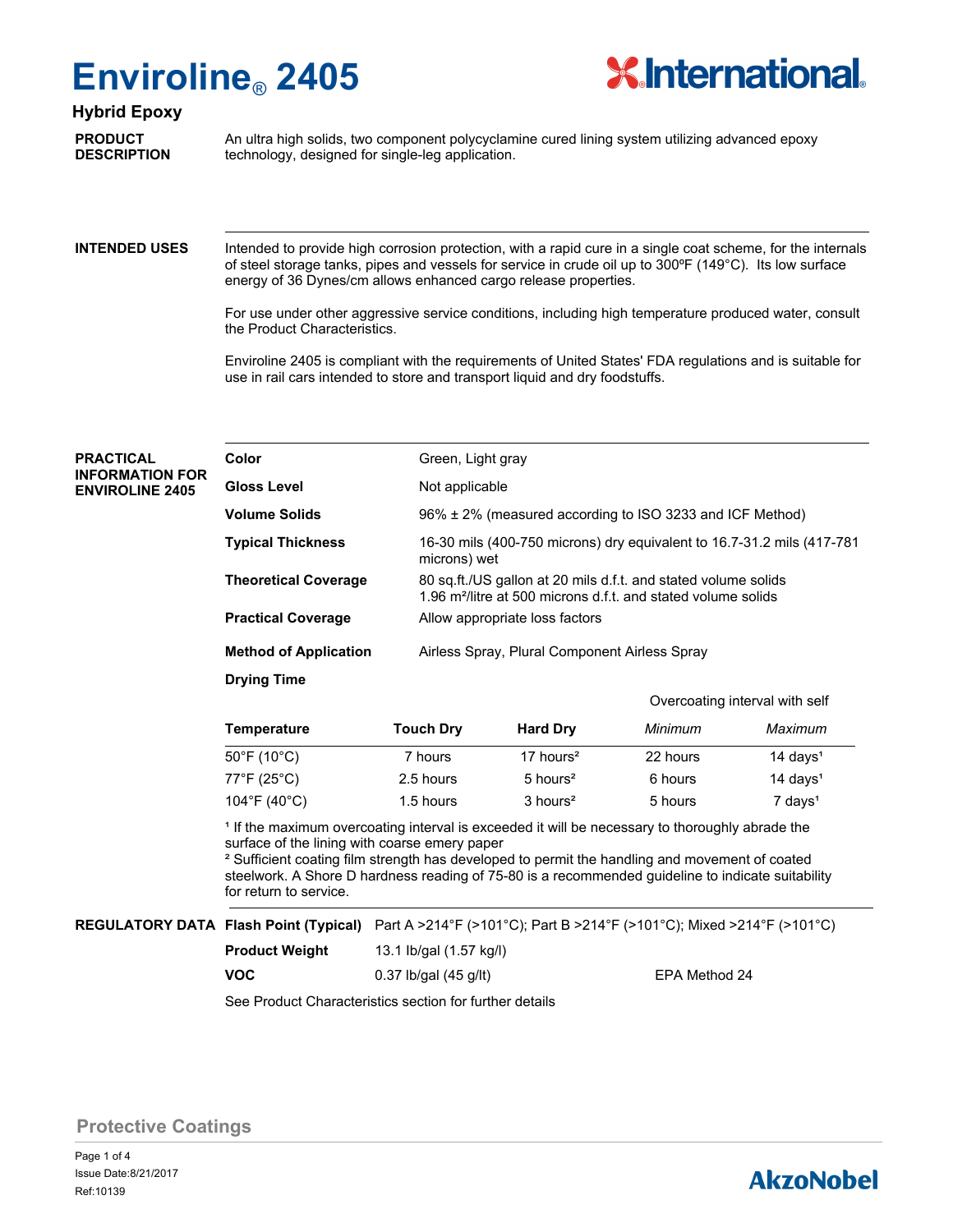# Enviroline® 2405

## Hybrid Epoxy

**PRODUCT DESCRIPTION**

An ultra high solids, two component polycyclamine cured lining system utilizing advanced epoxy technology, designed for single-leg application.

**INTENDED USES**

Intended to provide high corrosion protection, with a rapid cure in a single coat scheme, for the internals of steel storage tanks, pipes and vessels for service in crude oil up to 300ºF (149°C). Its low surface energy of 36 Dynes/cm allows enhanced cargo release properties.

For use under other aggressive service conditions, including high temperature produced water, consult the Product Characteristics.

Enviroline 2405 is compliant with the requirements of United States' FDA regulations and is suitable for use in rail cars intended to store and transport liquid and dry foodstuffs.

**PRACTICAL INFORMATION FOR ENVIROLINE 2405**

| | |
|---|---|
| **Color** | Green, Light gray |
| **Gloss Level** | Not applicable |
| **Volume Solids** | 96% ± 2% (measured according to ISO 3233 and ICF Method) |
| **Typical Thickness** | 16-30 mils (400-750 microns) dry equivalent to 16.7-31.2 mils (417-781 microns) wet |
| **Theoretical Coverage** | 80 sq.ft./US gallon at 20 mils d.f.t. and stated volume solids<br>1.96 m²/litre at 500 microns d.f.t. and stated volume solids |
| **Practical Coverage** | Allow appropriate loss factors |
| **Method of Application** | Airless Spray, Plural Component Airless Spray |

**Drying Time**

| | | | Overcoating interval with self | |
|---|---|---|---|---|
| **Temperature** | **Touch Dry** | **Hard Dry** | *Minimum* | *Maximum* |
| 50°F (10°C) | 7 hours | 17 hours² | 22 hours | 14 days¹ |
| 77°F (25°C) | 2.5 hours | 5 hours² | 6 hours | 14 days¹ |
| 104°F (40°C) | 1.5 hours | 3 hours² | 5 hours | 7 days¹ |

¹ If the maximum overcoating interval is exceeded it will be necessary to thoroughly abrade the surface of the lining with coarse emery paper
² Sufficient coating film strength has developed to permit the handling and movement of coated steelwork. A Shore D hardness reading of 75-80 is a recommended guideline to indicate suitability for return to service.

**REGULATORY DATA**

| | | |
|---|---|---|
| **Flash Point (Typical)** | Part A >214°F (>101°C); Part B >214°F (>101°C); Mixed >214°F (>101°C) | |
| **Product Weight** | 13.1 lb/gal (1.57 kg/l) | |
| **VOC** | 0.37 lb/gal (45 g/lt) | EPA Method 24 |

See Product Characteristics section for further details

Issue Date:8/21/2017
Ref:10139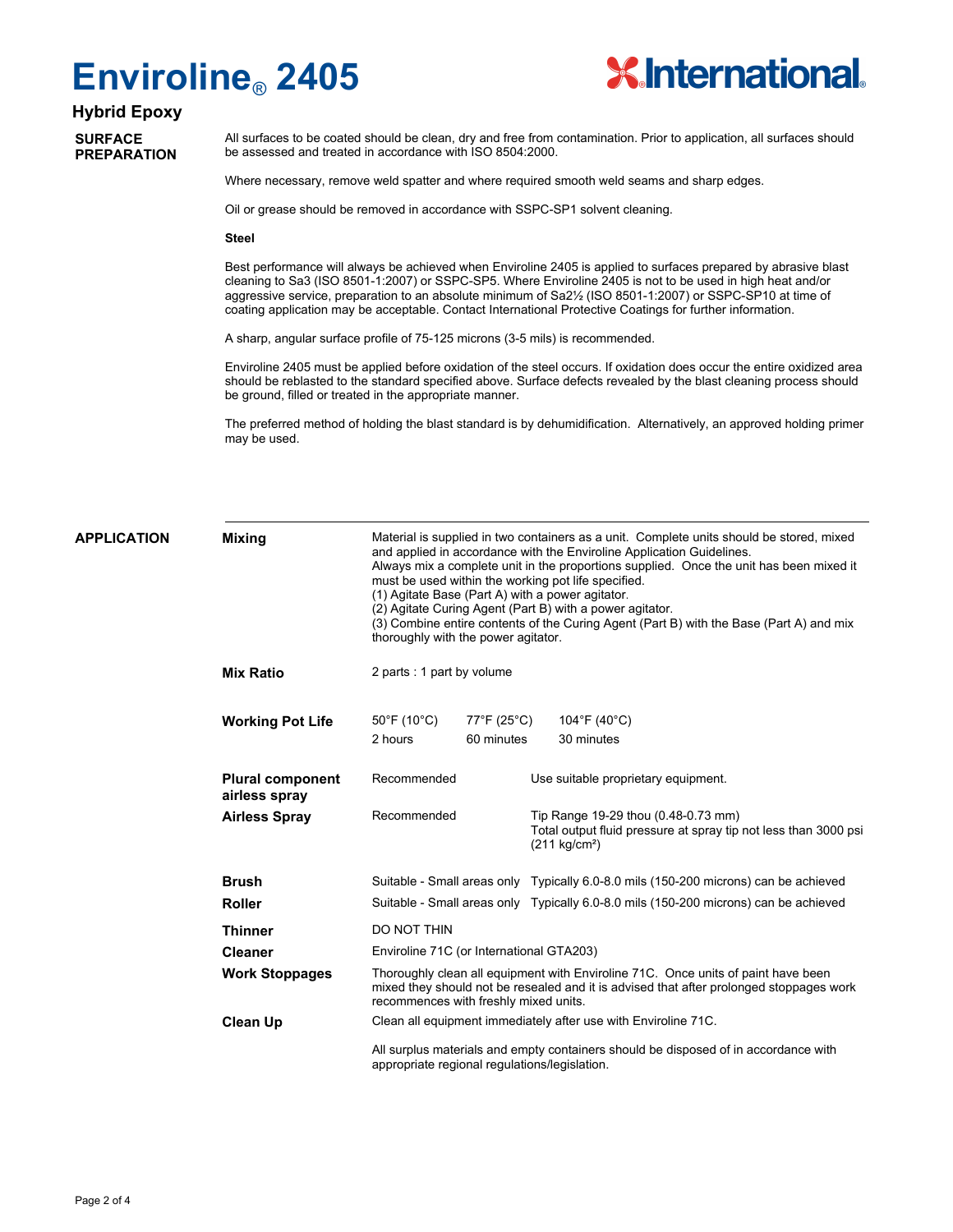# Enviroline® 2405

## Hybrid Epoxy

### SURFACE PREPARATION

All surfaces to be coated should be clean, dry and free from contamination. Prior to application, all surfaces should be assessed and treated in accordance with ISO 8504:2000.

Where necessary, remove weld spatter and where required smooth weld seams and sharp edges.

Oil or grease should be removed in accordance with SSPC-SP1 solvent cleaning.

**Steel**

Best performance will always be achieved when Enviroline 2405 is applied to surfaces prepared by abrasive blast cleaning to Sa3 (ISO 8501-1:2007) or SSPC-SP5. Where Enviroline 2405 is not to be used in high heat and/or aggressive service, preparation to an absolute minimum of Sa2½ (ISO 8501-1:2007) or SSPC-SP10 at time of coating application may be acceptable. Contact International Protective Coatings for further information.

A sharp, angular surface profile of 75-125 microns (3-5 mils) is recommended.

Enviroline 2405 must be applied before oxidation of the steel occurs. If oxidation does occur the entire oxidized area should be reblasted to the standard specified above. Surface defects revealed by the blast cleaning process should be ground, filled or treated in the appropriate manner.

The preferred method of holding the blast standard is by dehumidification. Alternatively, an approved holding primer may be used.

### APPLICATION

**Mixing**

Material is supplied in two containers as a unit. Complete units should be stored, mixed and applied in accordance with the Enviroline Application Guidelines.
Always mix a complete unit in the proportions supplied. Once the unit has been mixed it must be used within the working pot life specified.
(1) Agitate Base (Part A) with a power agitator.
(2) Agitate Curing Agent (Part B) with a power agitator.
(3) Combine entire contents of the Curing Agent (Part B) with the Base (Part A) and mix thoroughly with the power agitator.

**Mix Ratio**

2 parts : 1 part by volume

**Working Pot Life**

| 50°F (10°C) | 77°F (25°C) | 104°F (40°C) |
|---|---|---|
| 2 hours | 60 minutes | 30 minutes |

| | | |
|---|---|---|
| **Plural component airless spray** | Recommended | Use suitable proprietary equipment. |
| **Airless Spray** | Recommended | Tip Range 19-29 thou (0.48-0.73 mm) Total output fluid pressure at spray tip not less than 3000 psi (211 kg/cm²) |
| **Brush** | Suitable - Small areas only | Typically 6.0-8.0 mils (150-200 microns) can be achieved |
| **Roller** | Suitable - Small areas only | Typically 6.0-8.0 mils (150-200 microns) can be achieved |

**Thinner**

DO NOT THIN

**Cleaner**

Enviroline 71C (or International GTA203)

**Work Stoppages**

Thoroughly clean all equipment with Enviroline 71C. Once units of paint have been mixed they should not be resealed and it is advised that after prolonged stoppages work recommences with freshly mixed units.

**Clean Up**

Clean all equipment immediately after use with Enviroline 71C.

All surplus materials and empty containers should be disposed of in accordance with appropriate regional regulations/legislation.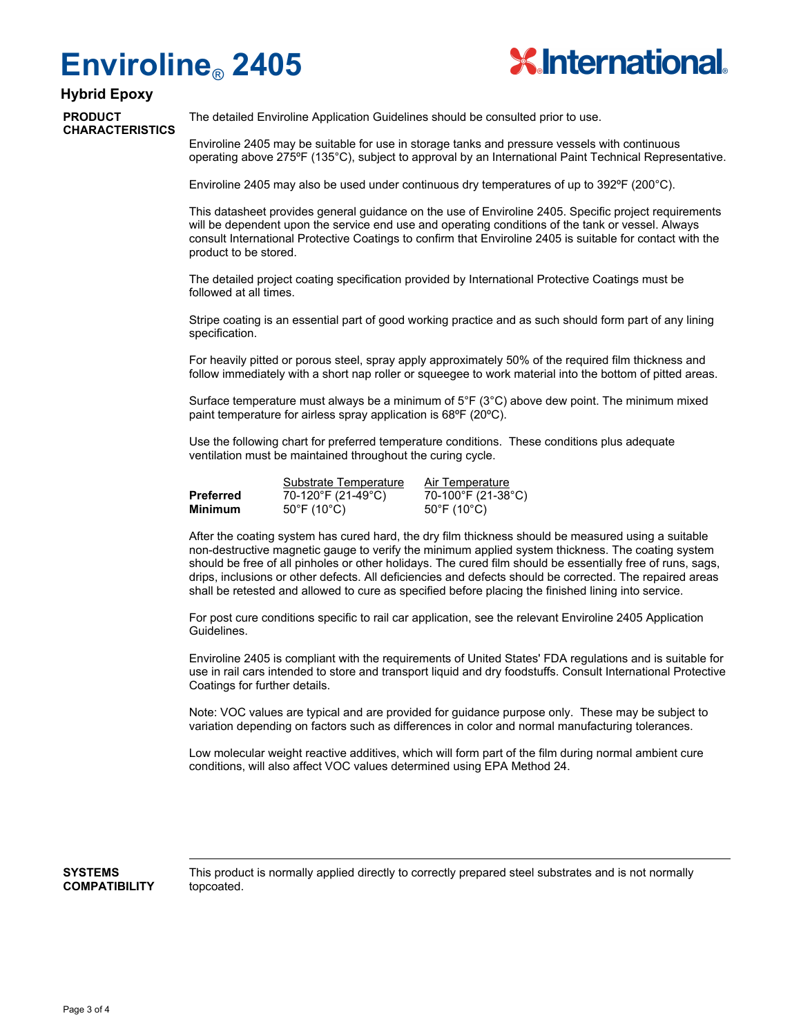# Enviroline® 2405

## Hybrid Epoxy

**PRODUCT CHARACTERISTICS**

The detailed Enviroline Application Guidelines should be consulted prior to use.

Enviroline 2405 may be suitable for use in storage tanks and pressure vessels with continuous operating above 275ºF (135°C), subject to approval by an International Paint Technical Representative.

Enviroline 2405 may also be used under continuous dry temperatures of up to 392ºF (200°C).

This datasheet provides general guidance on the use of Enviroline 2405. Specific project requirements will be dependent upon the service end use and operating conditions of the tank or vessel. Always consult International Protective Coatings to confirm that Enviroline 2405 is suitable for contact with the product to be stored.

The detailed project coating specification provided by International Protective Coatings must be followed at all times.

Stripe coating is an essential part of good working practice and as such should form part of any lining specification.

For heavily pitted or porous steel, spray apply approximately 50% of the required film thickness and follow immediately with a short nap roller or squeegee to work material into the bottom of pitted areas.

Surface temperature must always be a minimum of 5°F (3°C) above dew point. The minimum mixed paint temperature for airless spray application is 68ºF (20ºC).

Use the following chart for preferred temperature conditions. These conditions plus adequate ventilation must be maintained throughout the curing cycle.

| | Substrate Temperature | Air Temperature |
|---|---|---|
| **Preferred** | 70-120°F (21-49°C) | 70-100°F (21-38°C) |
| **Minimum** | 50°F (10°C) | 50°F (10°C) |

After the coating system has cured hard, the dry film thickness should be measured using a suitable non-destructive magnetic gauge to verify the minimum applied system thickness. The coating system should be free of all pinholes or other holidays. The cured film should be essentially free of runs, sags, drips, inclusions or other defects. All deficiencies and defects should be corrected. The repaired areas shall be retested and allowed to cure as specified before placing the finished lining into service.

For post cure conditions specific to rail car application, see the relevant Enviroline 2405 Application Guidelines.

Enviroline 2405 is compliant with the requirements of United States' FDA regulations and is suitable for use in rail cars intended to store and transport liquid and dry foodstuffs. Consult International Protective Coatings for further details.

Note: VOC values are typical and are provided for guidance purpose only. These may be subject to variation depending on factors such as differences in color and normal manufacturing tolerances.

Low molecular weight reactive additives, which will form part of the film during normal ambient cure conditions, will also affect VOC values determined using EPA Method 24.

**SYSTEMS COMPATIBILITY**

This product is normally applied directly to correctly prepared steel substrates and is not normally topcoated.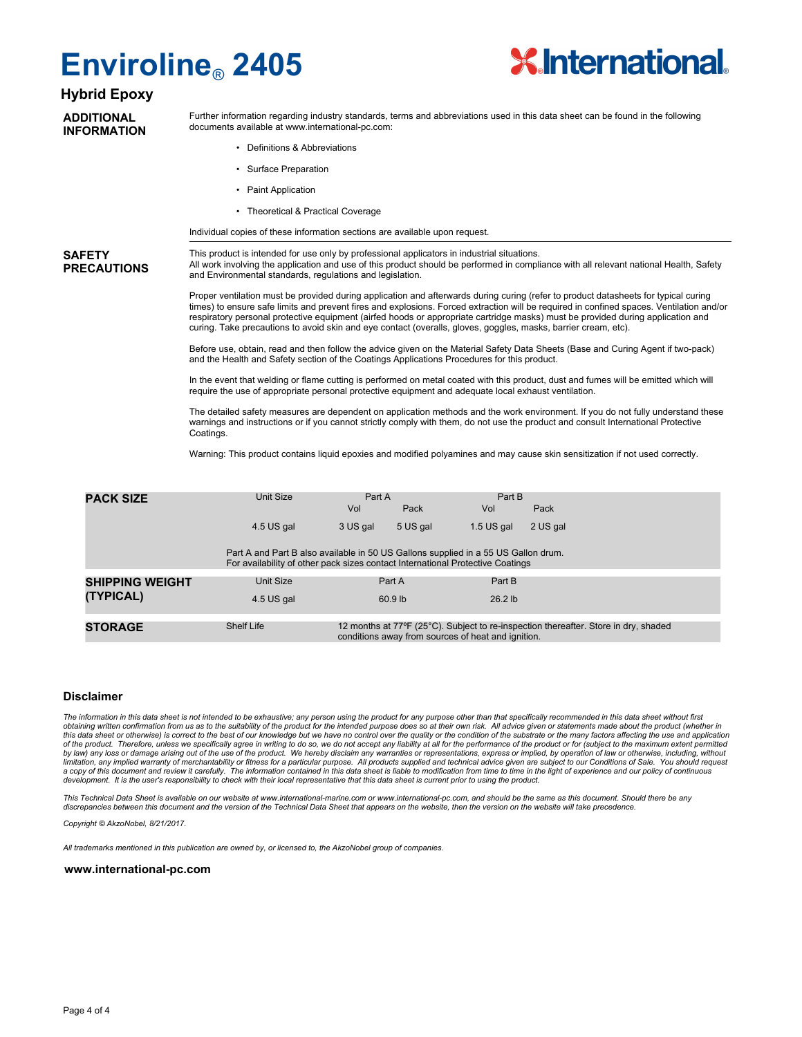# Enviroline® 2405

## Hybrid Epoxy

**ADDITIONAL INFORMATION**

Further information regarding industry standards, terms and abbreviations used in this data sheet can be found in the following documents available at www.international-pc.com:

- Definitions & Abbreviations
- Surface Preparation
- Paint Application
- Theoretical & Practical Coverage

Individual copies of these information sections are available upon request.

**SAFETY PRECAUTIONS**

This product is intended for use only by professional applicators in industrial situations.
All work involving the application and use of this product should be performed in compliance with all relevant national Health, Safety and Environmental standards, regulations and legislation.

Proper ventilation must be provided during application and afterwards during curing (refer to product datasheets for typical curing times) to ensure safe limits and prevent fires and explosions. Forced extraction will be required in confined spaces. Ventilation and/or respiratory personal protective equipment (airfed hoods or appropriate cartridge masks) must be provided during application and curing. Take precautions to avoid skin and eye contact (overalls, gloves, goggles, masks, barrier cream, etc).

Before use, obtain, read and then follow the advice given on the Material Safety Data Sheets (Base and Curing Agent if two-pack) and the Health and Safety section of the Coatings Applications Procedures for this product.

In the event that welding or flame cutting is performed on metal coated with this product, dust and fumes will be emitted which will require the use of appropriate personal protective equipment and adequate local exhaust ventilation.

The detailed safety measures are dependent on application methods and the work environment. If you do not fully understand these warnings and instructions or if you cannot strictly comply with them, do not use the product and consult International Protective Coatings.

Warning: This product contains liquid epoxies and modified polyamines and may cause skin sensitization if not used correctly.

**PACK SIZE**

| Unit Size | Part A | | Part B | |
|---|---|---|---|---|
| | Vol | Pack | Vol | Pack |
| 4.5 US gal | 3 US gal | 5 US gal | 1.5 US gal | 2 US gal |

Part A and Part B also available in 50 US Gallons supplied in a 55 US Gallon drum.
For availability of other pack sizes contact International Protective Coatings

**SHIPPING WEIGHT (TYPICAL)**

| Unit Size | Part A | Part B |
|---|---|---|
| 4.5 US gal | 60.9 lb | 26.2 lb |

**STORAGE**

| | |
|---|---|
| Shelf Life | 12 months at 77ºF (25°C). Subject to re-inspection thereafter. Store in dry, shaded conditions away from sources of heat and ignition. |

### Disclaimer

*The information in this data sheet is not intended to be exhaustive; any person using the product for any purpose other than that specifically recommended in this data sheet without first obtaining written confirmation from us as to the suitability of the product for the intended purpose does so at their own risk. All advice given or statements made about the product (whether in this data sheet or otherwise) is correct to the best of our knowledge but we have no control over the quality or the condition of the substrate or the many factors affecting the use and application of the product. Therefore, unless we specifically agree in writing to do so, we do not accept any liability at all for the performance of the product or for (subject to the maximum extent permitted by law) any loss or damage arising out of the use of the product. We hereby disclaim any warranties or representations, express or implied, by operation of law or otherwise, including, without limitation, any implied warranty of merchantability or fitness for a particular purpose. All products supplied and technical advice given are subject to our Conditions of Sale. You should request a copy of this document and review it carefully. The information contained in this data sheet is liable to modification from time to time in the light of experience and our policy of continuous development. It is the user's responsibility to check with their local representative that this data sheet is current prior to using the product.*

*This Technical Data Sheet is available on our website at www.international-marine.com or www.international-pc.com, and should be the same as this document. Should there be any discrepancies between this document and the version of the Technical Data Sheet that appears on the website, then the version on the website will take precedence.*

*Copyright © AkzoNobel, 8/21/2017.*

*All trademarks mentioned in this publication are owned by, or licensed to, the AkzoNobel group of companies.*

**www.international-pc.com**